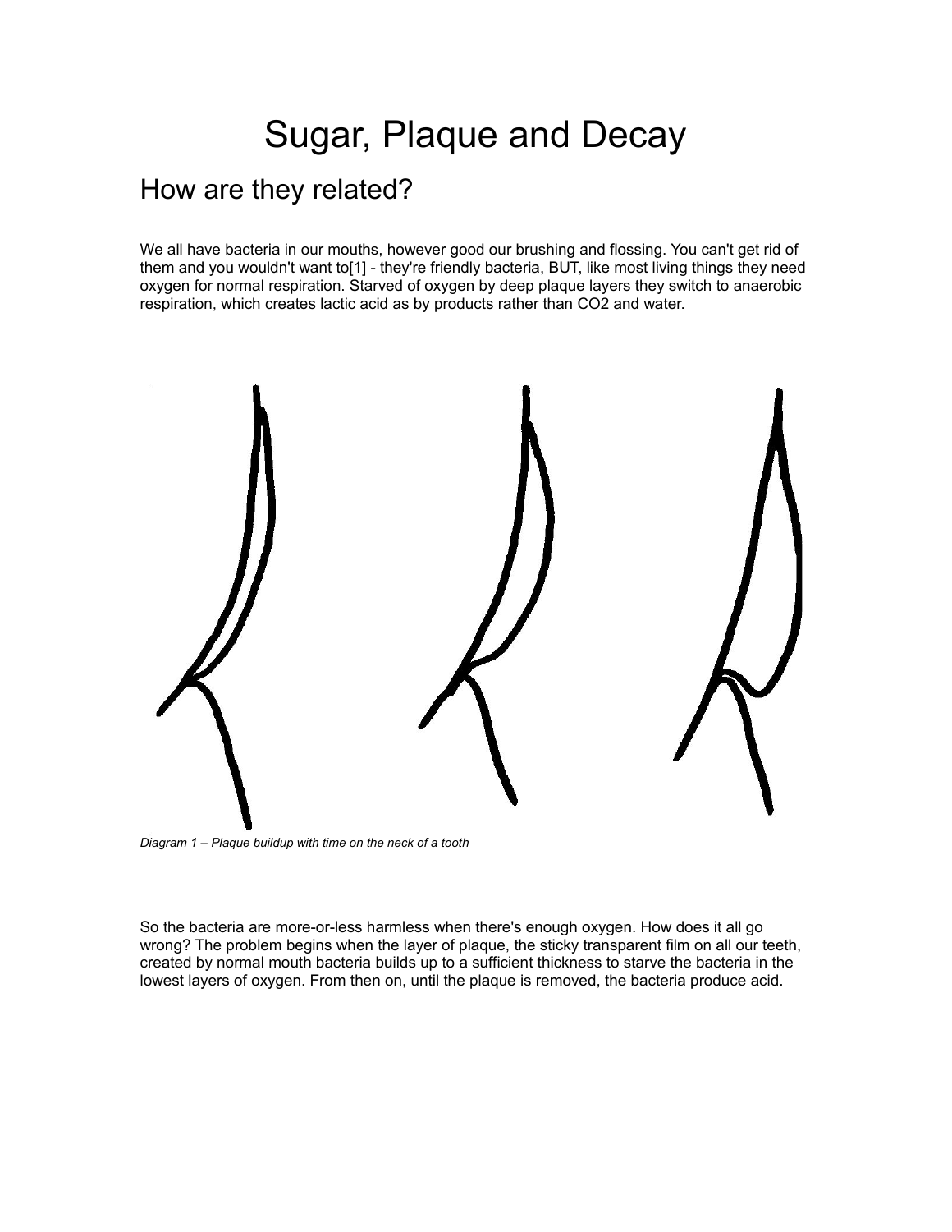# Sugar, Plaque and Decay

## How are they related?

We all have bacteria in our mouths, however good our brushing and flossing. You can't get rid of them and you wouldn't want to[1] - they're friendly bacteria, BUT, like most living things they need oxygen for normal respiration. Starved of oxygen by deep plaque layers they switch to anaerobic respiration, which creates lactic acid as by products rather than $CO_2$ and water.

*Diagram 1 – Plaque buildup with time on the neck of a tooth*

So the bacteria are more-or-less harmless when there's enough oxygen. How does it all go wrong? The problem begins when the layer of plaque, the sticky transparent film on all our teeth, created by normal mouth bacteria builds up to a sufficient thickness to starve the bacteria in the lowest layers of oxygen. From then on, until the plaque is removed, the bacteria produce acid.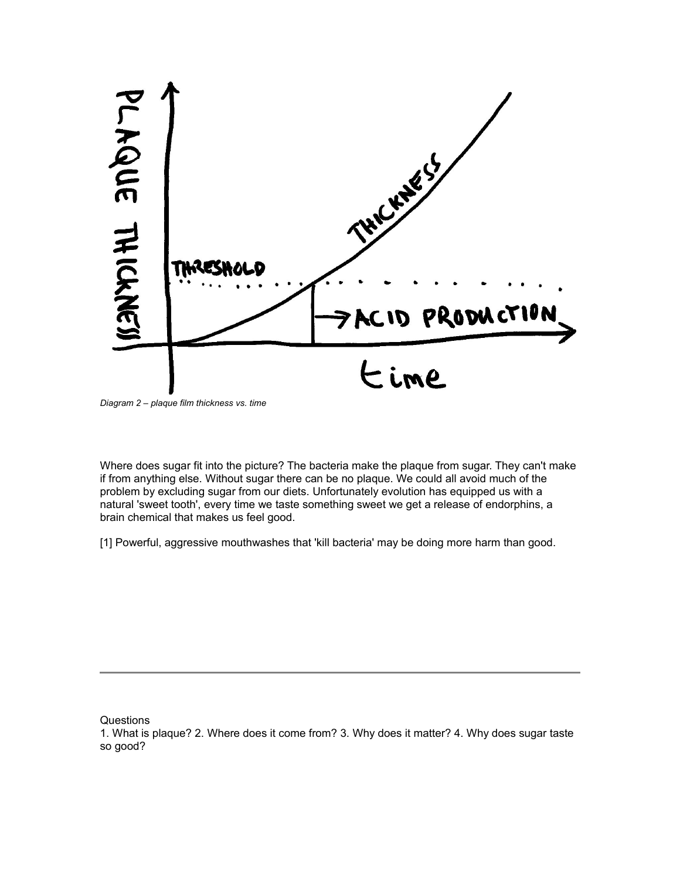PLAQUE THICKNESS

THRESHOLD

THICKNESS

→ACID PRODUCTION

time

*Diagram 2 – plaque film thickness vs. time*

Where does sugar fit into the picture? The bacteria make the plaque from sugar. They can't make if from anything else. Without sugar there can be no plaque. We could all avoid much of the problem by excluding sugar from our diets. Unfortunately evolution has equipped us with a natural 'sweet tooth', every time we taste something sweet we get a release of endorphins, a brain chemical that makes us feel good.

[1] Powerful, aggressive mouthwashes that 'kill bacteria' may be doing more harm than good.

---

Questions

1. What is plaque? 2. Where does it come from? 3. Why does it matter? 4. Why does sugar taste so good?